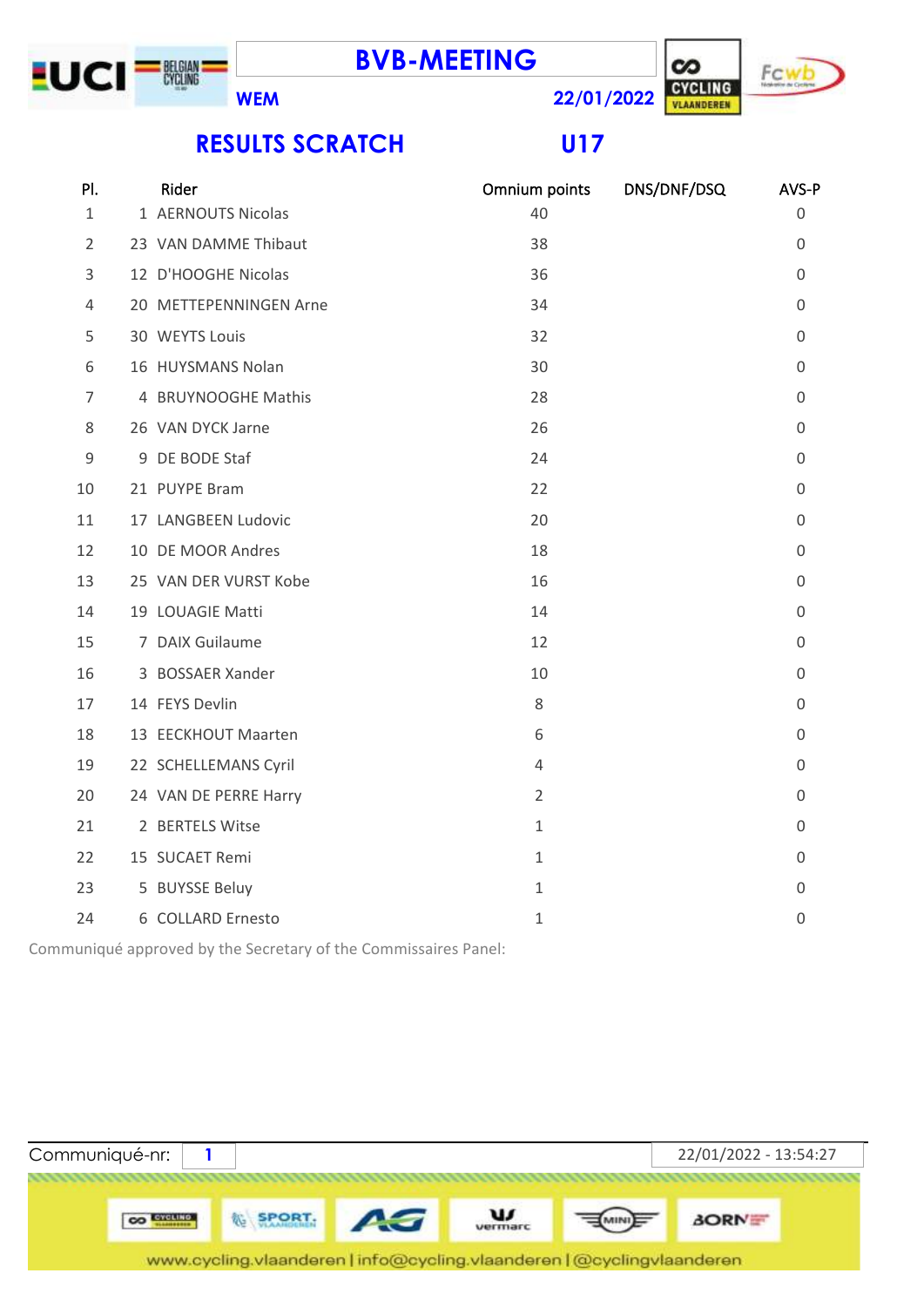# BVB-MEETING

**WEM** **22/01/2022**

## RESULTS SCRATCH U17

| Pl. | Rider | Omnium points | DNS/DNF/DSQ | AVS-P |
|---|---|---|---|---|
| 1 | 1 AERNOUTS Nicolas | 40 | | 0 |
| 2 | 23 VAN DAMME Thibaut | 38 | | 0 |
| 3 | 12 D'HOOGHE Nicolas | 36 | | 0 |
| 4 | 20 METTEPENNINGEN Arne | 34 | | 0 |
| 5 | 30 WEYTS Louis | 32 | | 0 |
| 6 | 16 HUYSMANS Nolan | 30 | | 0 |
| 7 | 4 BRUYNOOGHE Mathis | 28 | | 0 |
| 8 | 26 VAN DYCK Jarne | 26 | | 0 |
| 9 | 9 DE BODE Staf | 24 | | 0 |
| 10 | 21 PUYPE Bram | 22 | | 0 |
| 11 | 17 LANGBEEN Ludovic | 20 | | 0 |
| 12 | 10 DE MOOR Andres | 18 | | 0 |
| 13 | 25 VAN DER VURST Kobe | 16 | | 0 |
| 14 | 19 LOUAGIE Matti | 14 | | 0 |
| 15 | 7 DAIX Guilaume | 12 | | 0 |
| 16 | 3 BOSSAER Xander | 10 | | 0 |
| 17 | 14 FEYS Devlin | 8 | | 0 |
| 18 | 13 EECKHOUT Maarten | 6 | | 0 |
| 19 | 22 SCHELLEMANS Cyril | 4 | | 0 |
| 20 | 24 VAN DE PERRE Harry | 2 | | 0 |
| 21 | 2 BERTELS Witse | 1 | | 0 |
| 22 | 15 SUCAET Remi | 1 | | 0 |
| 23 | 5 BUYSSE Beluy | 1 | | 0 |
| 24 | 6 COLLARD Ernesto | 1 | | 0 |

Communiqué approved by the Secretary of the Commissaires Panel:

Communiqué-nr: 1 | 22/01/2022 - 13:54:27

www.cycling.vlaanderen | info@cycling.vlaanderen | @cyclingvlaanderen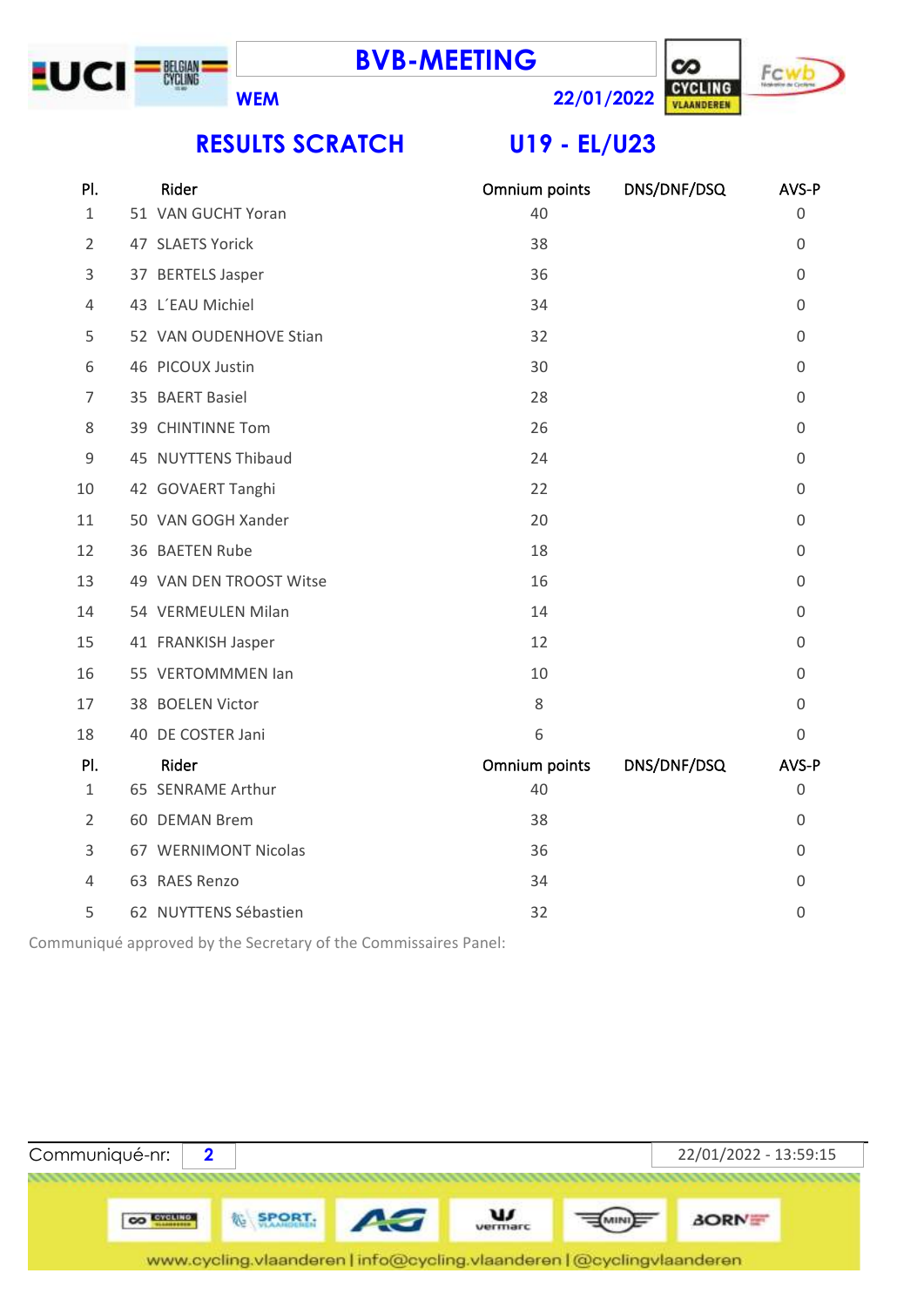# BVB-MEETING

WEM 22/01/2022

## RESULTS SCRATCH U19 - EL/U23

| Pl. | Rider | Omnium points | DNS/DNF/DSQ | AVS-P |
|---|---|---|---|---|
| 1 | 51 VAN GUCHT Yoran | 40 | | 0 |
| 2 | 47 SLAETS Yorick | 38 | | 0 |
| 3 | 37 BERTELS Jasper | 36 | | 0 |
| 4 | 43 L´EAU Michiel | 34 | | 0 |
| 5 | 52 VAN OUDENHOVE Stian | 32 | | 0 |
| 6 | 46 PICOUX Justin | 30 | | 0 |
| 7 | 35 BAERT Basiel | 28 | | 0 |
| 8 | 39 CHINTINNE Tom | 26 | | 0 |
| 9 | 45 NUYTTENS Thibaud | 24 | | 0 |
| 10 | 42 GOVAERT Tanghi | 22 | | 0 |
| 11 | 50 VAN GOGH Xander | 20 | | 0 |
| 12 | 36 BAETEN Rube | 18 | | 0 |
| 13 | 49 VAN DEN TROOST Witse | 16 | | 0 |
| 14 | 54 VERMEULEN Milan | 14 | | 0 |
| 15 | 41 FRANKISH Jasper | 12 | | 0 |
| 16 | 55 VERTOMMMEN Ian | 10 | | 0 |
| 17 | 38 BOELEN Victor | 8 | | 0 |
| 18 | 40 DE COSTER Jani | 6 | | 0 |

| Pl. | Rider | Omnium points | DNS/DNF/DSQ | AVS-P |
|---|---|---|---|---|
| 1 | 65 SENRAME Arthur | 40 | | 0 |
| 2 | 60 DEMAN Brem | 38 | | 0 |
| 3 | 67 WERNIMONT Nicolas | 36 | | 0 |
| 4 | 63 RAES Renzo | 34 | | 0 |
| 5 | 62 NUYTTENS Sébastien | 32 | | 0 |

Communiqué approved by the Secretary of the Commissaires Panel:

Communiqué-nr: **2** 22/01/2022 - 13:59:15

www.cycling.vlaanderen | info@cycling.vlaanderen | @cyclingvlaanderen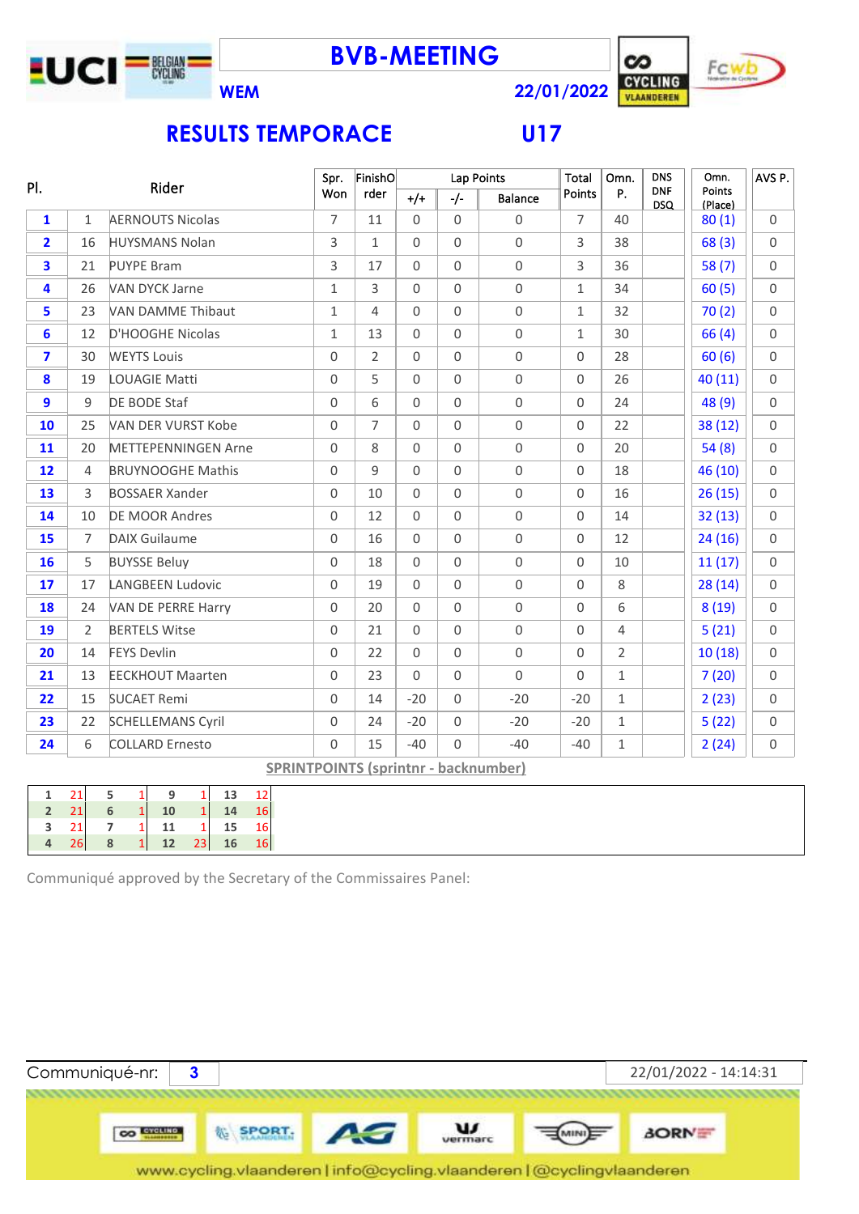# BVB-MEETING

WEM 22/01/2022

## RESULTS TEMPORACE U17

| Pl. | | Rider | Spr. Won | FinishOrder | Lap Points +/+ | Lap Points -/- | Lap Points Balance | Total Points | Omn. P. | DNS DNF DSQ | Omn. Points (Place) | AVS P. |
|---|---|---|---|---|---|---|---|---|---|---|---|---|
| 1 | 1 | AERNOUTS Nicolas | 7 | 11 | 0 | 0 | 0 | 7 | 40 | | 80 (1) | 0 |
| 2 | 16 | HUYSMANS Nolan | 3 | 1 | 0 | 0 | 0 | 3 | 38 | | 68 (3) | 0 |
| 3 | 21 | PUYPE Bram | 3 | 17 | 0 | 0 | 0 | 3 | 36 | | 58 (7) | 0 |
| 4 | 26 | VAN DYCK Jarne | 1 | 3 | 0 | 0 | 0 | 1 | 34 | | 60 (5) | 0 |
| 5 | 23 | VAN DAMME Thibaut | 1 | 4 | 0 | 0 | 0 | 1 | 32 | | 70 (2) | 0 |
| 6 | 12 | D'HOOGHE Nicolas | 1 | 13 | 0 | 0 | 0 | 1 | 30 | | 66 (4) | 0 |
| 7 | 30 | WEYTS Louis | 0 | 2 | 0 | 0 | 0 | 0 | 28 | | 60 (6) | 0 |
| 8 | 19 | LOUAGIE Matti | 0 | 5 | 0 | 0 | 0 | 0 | 26 | | 40 (11) | 0 |
| 9 | 9 | DE BODE Staf | 0 | 6 | 0 | 0 | 0 | 0 | 24 | | 48 (9) | 0 |
| 10 | 25 | VAN DER VURST Kobe | 0 | 7 | 0 | 0 | 0 | 0 | 22 | | 38 (12) | 0 |
| 11 | 20 | METTEPENNINGEN Arne | 0 | 8 | 0 | 0 | 0 | 0 | 20 | | 54 (8) | 0 |
| 12 | 4 | BRUYNOOGHE Mathis | 0 | 9 | 0 | 0 | 0 | 0 | 18 | | 46 (10) | 0 |
| 13 | 3 | BOSSAER Xander | 0 | 10 | 0 | 0 | 0 | 0 | 16 | | 26 (15) | 0 |
| 14 | 10 | DE MOOR Andres | 0 | 12 | 0 | 0 | 0 | 0 | 14 | | 32 (13) | 0 |
| 15 | 7 | DAIX Guilaume | 0 | 16 | 0 | 0 | 0 | 0 | 12 | | 24 (16) | 0 |
| 16 | 5 | BUYSSE Beluy | 0 | 18 | 0 | 0 | 0 | 0 | 10 | | 11 (17) | 0 |
| 17 | 17 | LANGBEEN Ludovic | 0 | 19 | 0 | 0 | 0 | 0 | 8 | | 28 (14) | 0 |
| 18 | 24 | VAN DE PERRE Harry | 0 | 20 | 0 | 0 | 0 | 0 | 6 | | 8 (19) | 0 |
| 19 | 2 | BERTELS Witse | 0 | 21 | 0 | 0 | 0 | 0 | 4 | | 5 (21) | 0 |
| 20 | 14 | FEYS Devlin | 0 | 22 | 0 | 0 | 0 | 0 | 2 | | 10 (18) | 0 |
| 21 | 13 | EECKHOUT Maarten | 0 | 23 | 0 | 0 | 0 | 0 | 1 | | 7 (20) | 0 |
| 22 | 15 | SUCAET Remi | 0 | 14 | -20 | 0 | -20 | -20 | 1 | | 2 (23) | 0 |
| 23 | 22 | SCHELLEMANS Cyril | 0 | 24 | -20 | 0 | -20 | -20 | 1 | | 5 (22) | 0 |
| 24 | 6 | COLLARD Ernesto | 0 | 15 | -40 | 0 | -40 | -40 | 1 | | 2 (24) | 0 |

**SPRINTPOINTS (sprintnr - backnumber)**

| | | | | | | | |
|---|---|---|---|---|---|---|---|
| 1 | 21 | 5 | 1 | 9 | 1 | 13 | 12 |
| 2 | 21 | 6 | 1 | 10 | 1 | 14 | 16 |
| 3 | 21 | 7 | 1 | 11 | 1 | 15 | 16 |
| 4 | 26 | 8 | 1 | 12 | 23 | 16 | 16 |

Communiqué approved by the Secretary of the Commissaires Panel:

Communiqué-nr: 3 22/01/2022 - 14:14:31

www.cycling.vlaanderen | info@cycling.vlaanderen | @cyclingvlaanderen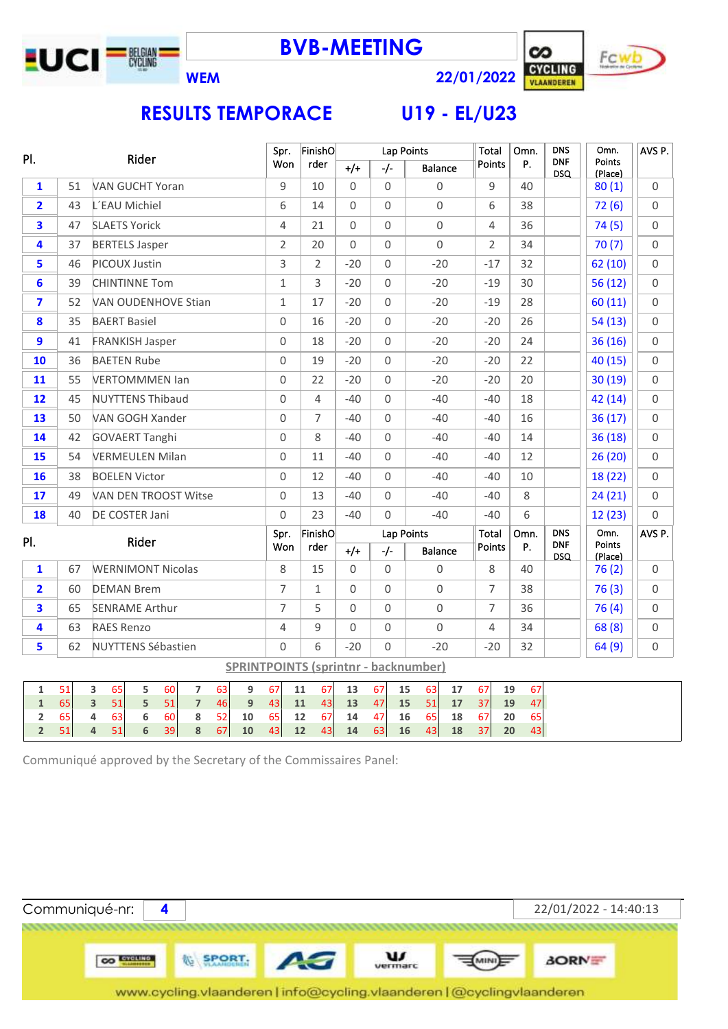# BVB-MEETING

**WEM** **22/01/2022**

## RESULTS TEMPORACE U19 - EL/U23

| Pl. | | Rider | Spr. Won | FinishOrder | Lap Points +/+ | Lap Points -/- | Lap Points Balance | Total Points | Omn. P. | DNS DNF DSQ | Omn. Points (Place) | AVS P. |
|---|---|---|---|---|---|---|---|---|---|---|---|---|
| 1 | 51 | VAN GUCHT Yoran | 9 | 10 | 0 | 0 | 0 | 9 | 40 | | 80 (1) | 0 |
| 2 | 43 | L´EAU Michiel | 6 | 14 | 0 | 0 | 0 | 6 | 38 | | 72 (6) | 0 |
| 3 | 47 | SLAETS Yorick | 4 | 21 | 0 | 0 | 0 | 4 | 36 | | 74 (5) | 0 |
| 4 | 37 | BERTELS Jasper | 2 | 20 | 0 | 0 | 0 | 2 | 34 | | 70 (7) | 0 |
| 5 | 46 | PICOUX Justin | 3 | 2 | -20 | 0 | -20 | -17 | 32 | | 62 (10) | 0 |
| 6 | 39 | CHINTINNE Tom | 1 | 3 | -20 | 0 | -20 | -19 | 30 | | 56 (12) | 0 |
| 7 | 52 | VAN OUDENHOVE Stian | 1 | 17 | -20 | 0 | -20 | -19 | 28 | | 60 (11) | 0 |
| 8 | 35 | BAERT Basiel | 0 | 16 | -20 | 0 | -20 | -20 | 26 | | 54 (13) | 0 |
| 9 | 41 | FRANKISH Jasper | 0 | 18 | -20 | 0 | -20 | -20 | 24 | | 36 (16) | 0 |
| 10 | 36 | BAETEN Rube | 0 | 19 | -20 | 0 | -20 | -20 | 22 | | 40 (15) | 0 |
| 11 | 55 | VERTOMMMEN Ian | 0 | 22 | -20 | 0 | -20 | -20 | 20 | | 30 (19) | 0 |
| 12 | 45 | NUYTTENS Thibaud | 0 | 4 | -40 | 0 | -40 | -40 | 18 | | 42 (14) | 0 |
| 13 | 50 | VAN GOGH Xander | 0 | 7 | -40 | 0 | -40 | -40 | 16 | | 36 (17) | 0 |
| 14 | 42 | GOVAERT Tanghi | 0 | 8 | -40 | 0 | -40 | -40 | 14 | | 36 (18) | 0 |
| 15 | 54 | VERMEULEN Milan | 0 | 11 | -40 | 0 | -40 | -40 | 12 | | 26 (20) | 0 |
| 16 | 38 | BOELEN Victor | 0 | 12 | -40 | 0 | -40 | -40 | 10 | | 18 (22) | 0 |
| 17 | 49 | VAN DEN TROOST Witse | 0 | 13 | -40 | 0 | -40 | -40 | 8 | | 24 (21) | 0 |
| 18 | 40 | DE COSTER Jani | 0 | 23 | -40 | 0 | -40 | -40 | 6 | | 12 (23) | 0 |

| Pl. | | Rider | Spr. Won | FinishOrder | Lap Points +/+ | Lap Points -/- | Lap Points Balance | Total Points | Omn. P. | DNS DNF DSQ | Omn. Points (Place) | AVS P. |
|---|---|---|---|---|---|---|---|---|---|---|---|---|
| 1 | 67 | WERNIMONT Nicolas | 8 | 15 | 0 | 0 | 0 | 8 | 40 | | 76 (2) | 0 |
| 2 | 60 | DEMAN Brem | 7 | 1 | 0 | 0 | 0 | 7 | 38 | | 76 (3) | 0 |
| 3 | 65 | SENRAME Arthur | 7 | 5 | 0 | 0 | 0 | 7 | 36 | | 76 (4) | 0 |
| 4 | 63 | RAES Renzo | 4 | 9 | 0 | 0 | 0 | 4 | 34 | | 68 (8) | 0 |
| 5 | 62 | NUYTTENS Sébastien | 0 | 6 | -20 | 0 | -20 | -20 | 32 | | 64 (9) | 0 |

**SPRINTPOINTS (sprintnr - backnumber)**

| | | | | | | | | | | | | | | | | | | | |
|---|---|---|---|---|---|---|---|---|---|---|---|---|---|---|---|---|---|---|---|
| 1 | 51 | 3 | 65 | 5 | 60 | 7 | 63 | 9 | 67 | 11 | 67 | 13 | 67 | 15 | 63 | 17 | 67 | 19 | 67 |
| 1 | 65 | 3 | 51 | 5 | 51 | 7 | 46 | 9 | 43 | 11 | 43 | 13 | 47 | 15 | 51 | 17 | 37 | 19 | 47 |
| 2 | 65 | 4 | 63 | 6 | 60 | 8 | 52 | 10 | 65 | 12 | 67 | 14 | 47 | 16 | 65 | 18 | 67 | 20 | 65 |
| 2 | 51 | 4 | 51 | 6 | 39 | 8 | 67 | 10 | 43 | 12 | 43 | 14 | 63 | 16 | 43 | 18 | 37 | 20 | 43 |

Communiqué approved by the Secretary of the Commissaires Panel:

Communiqué-nr: **4** 22/01/2022 - 14:40:13

www.cycling.vlaanderen | info@cycling.vlaanderen | @cyclingvlaanderen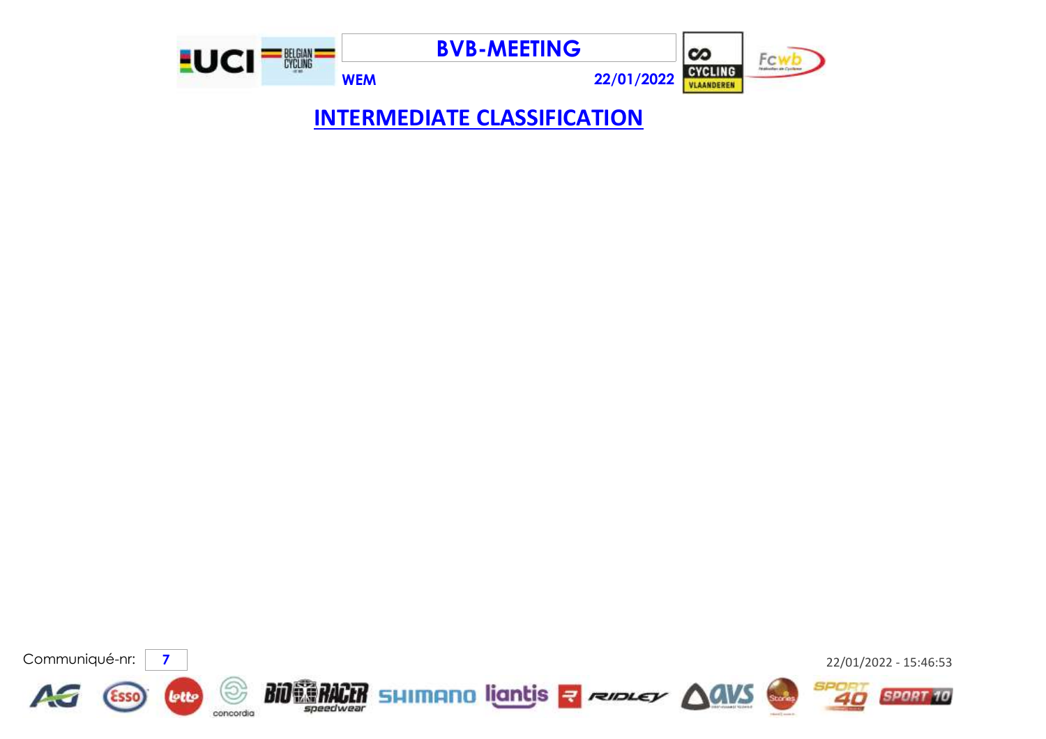# BVB-MEETING

**WEM** **22/01/2022**

## INTERMEDIATE CLASSIFICATION

Communiqué-nr: **7**

22/01/2022 - 15:46:53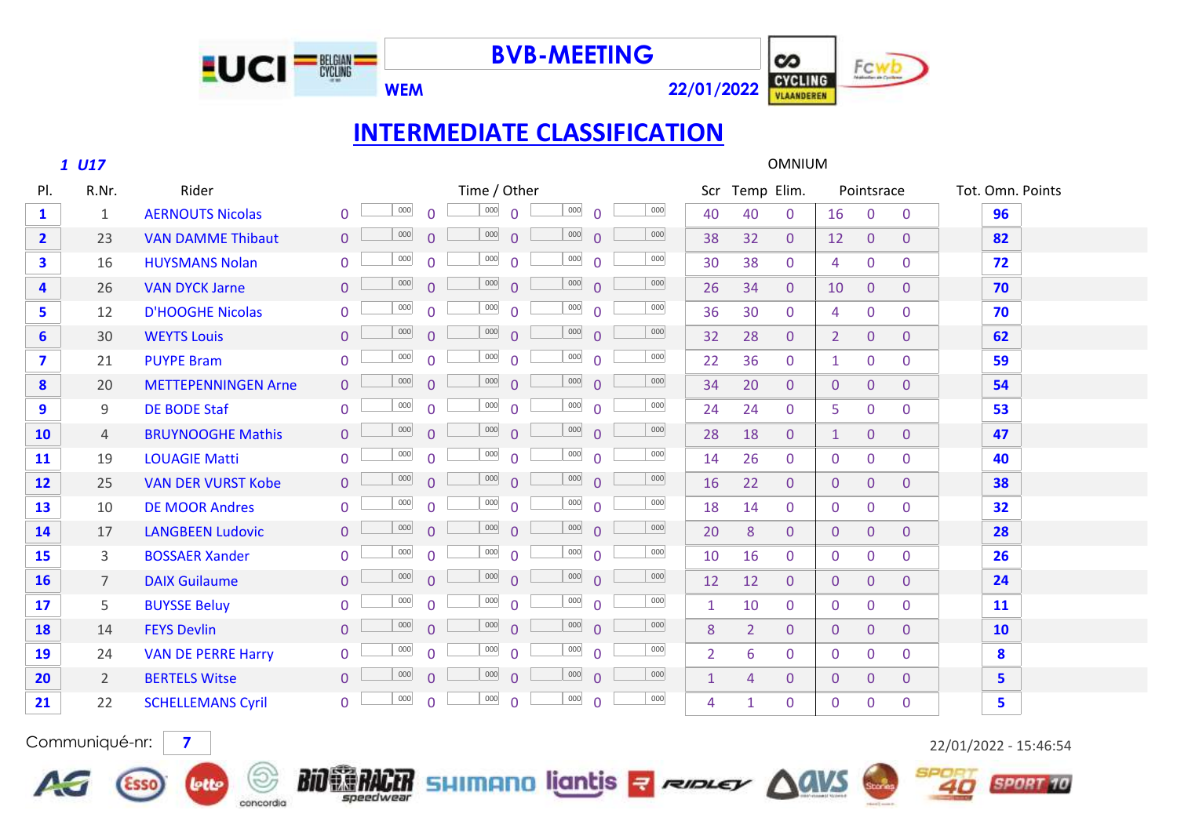# BVB-MEETING

**WEM** **22/01/2022**

## INTERMEDIATE CLASSIFICATION

*1 U17* OMNIUM

| Pl. | R.Nr. | Rider | Time / Other | | | | | | | | Scr | Temp | Elim. | Pointsrace | | | Tot. Omn. Points |
|---|---|---|---|---|---|---|---|---|---|---|---|---|---|---|---|---|---|
| 1 | 1 | AERNOUTS Nicolas | 0 | 000 | 0 | 000 | 0 | 000 | 0 | 000 | 40 | 40 | 0 | 16 | 0 | 0 | 96 |
| 2 | 23 | VAN DAMME Thibaut | 0 | 000 | 0 | 000 | 0 | 000 | 0 | 000 | 38 | 32 | 0 | 12 | 0 | 0 | 82 |
| 3 | 16 | HUYSMANS Nolan | 0 | 000 | 0 | 000 | 0 | 000 | 0 | 000 | 30 | 38 | 0 | 4 | 0 | 0 | 72 |
| 4 | 26 | VAN DYCK Jarne | 0 | 000 | 0 | 000 | 0 | 000 | 0 | 000 | 26 | 34 | 0 | 10 | 0 | 0 | 70 |
| 5 | 12 | D'HOOGHE Nicolas | 0 | 000 | 0 | 000 | 0 | 000 | 0 | 000 | 36 | 30 | 0 | 4 | 0 | 0 | 70 |
| 6 | 30 | WEYTS Louis | 0 | 000 | 0 | 000 | 0 | 000 | 0 | 000 | 32 | 28 | 0 | 2 | 0 | 0 | 62 |
| 7 | 21 | PUYPE Bram | 0 | 000 | 0 | 000 | 0 | 000 | 0 | 000 | 22 | 36 | 0 | 1 | 0 | 0 | 59 |
| 8 | 20 | METTEPENNINGEN Arne | 0 | 000 | 0 | 000 | 0 | 000 | 0 | 000 | 34 | 20 | 0 | 0 | 0 | 0 | 54 |
| 9 | 9 | DE BODE Staf | 0 | 000 | 0 | 000 | 0 | 000 | 0 | 000 | 24 | 24 | 0 | 5 | 0 | 0 | 53 |
| 10 | 4 | BRUYNOOGHE Mathis | 0 | 000 | 0 | 000 | 0 | 000 | 0 | 000 | 28 | 18 | 0 | 1 | 0 | 0 | 47 |
| 11 | 19 | LOUAGIE Matti | 0 | 000 | 0 | 000 | 0 | 000 | 0 | 000 | 14 | 26 | 0 | 0 | 0 | 0 | 40 |
| 12 | 25 | VAN DER VURST Kobe | 0 | 000 | 0 | 000 | 0 | 000 | 0 | 000 | 16 | 22 | 0 | 0 | 0 | 0 | 38 |
| 13 | 10 | DE MOOR Andres | 0 | 000 | 0 | 000 | 0 | 000 | 0 | 000 | 18 | 14 | 0 | 0 | 0 | 0 | 32 |
| 14 | 17 | LANGBEEN Ludovic | 0 | 000 | 0 | 000 | 0 | 000 | 0 | 000 | 20 | 8 | 0 | 0 | 0 | 0 | 28 |
| 15 | 3 | BOSSAER Xander | 0 | 000 | 0 | 000 | 0 | 000 | 0 | 000 | 10 | 16 | 0 | 0 | 0 | 0 | 26 |
| 16 | 7 | DAIX Guilaume | 0 | 000 | 0 | 000 | 0 | 000 | 0 | 000 | 12 | 12 | 0 | 0 | 0 | 0 | 24 |
| 17 | 5 | BUYSSE Beluy | 0 | 000 | 0 | 000 | 0 | 000 | 0 | 000 | 1 | 10 | 0 | 0 | 0 | 0 | 11 |
| 18 | 14 | FEYS Devlin | 0 | 000 | 0 | 000 | 0 | 000 | 0 | 000 | 8 | 2 | 0 | 0 | 0 | 0 | 10 |
| 19 | 24 | VAN DE PERRE Harry | 0 | 000 | 0 | 000 | 0 | 000 | 0 | 000 | 2 | 6 | 0 | 0 | 0 | 0 | 8 |
| 20 | 2 | BERTELS Witse | 0 | 000 | 0 | 000 | 0 | 000 | 0 | 000 | 1 | 4 | 0 | 0 | 0 | 0 | 5 |
| 21 | 22 | SCHELLEMANS Cyril | 0 | 000 | 0 | 000 | 0 | 000 | 0 | 000 | 4 | 1 | 0 | 0 | 0 | 0 | 5 |

Communiqué-nr: 7

22/01/2022 - 15:46:54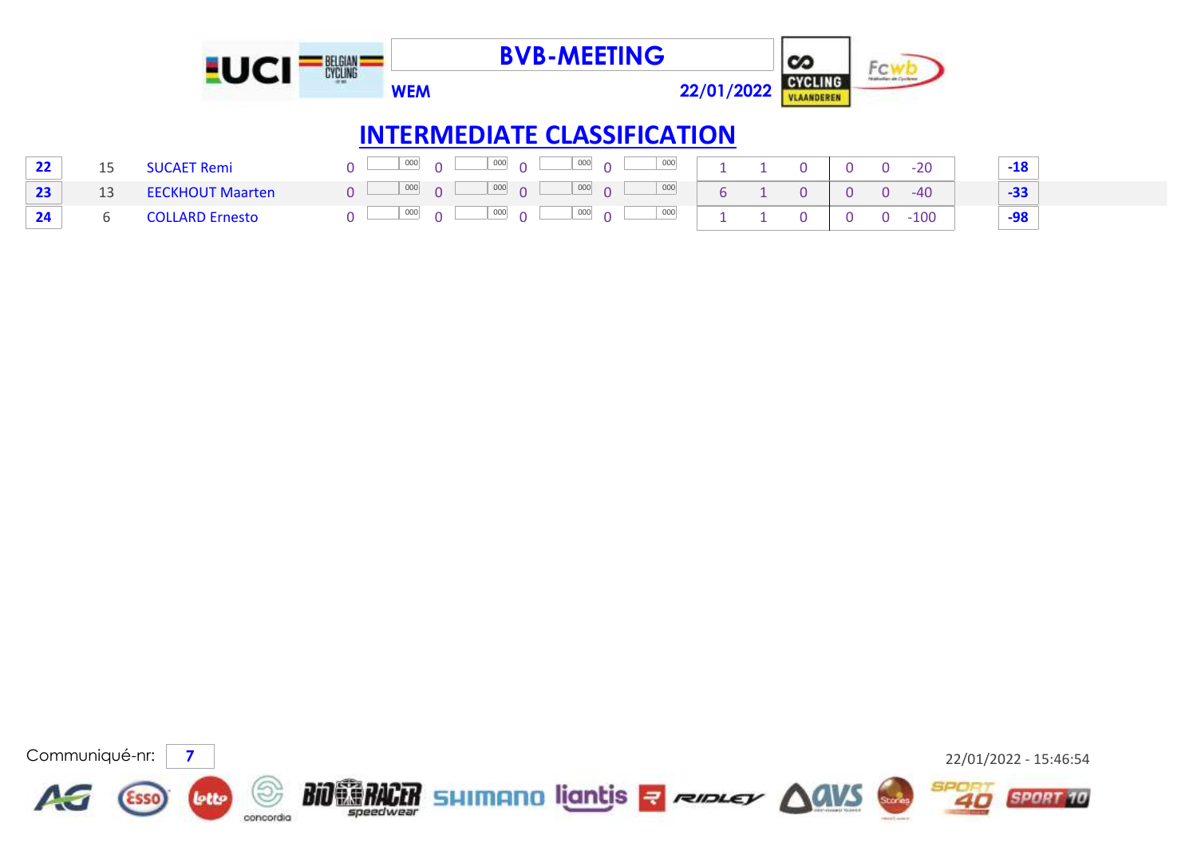# BVB-MEETING

WEM 22/01/2022

## INTERMEDIATE CLASSIFICATION

| | | | | | | | | | | | | | | | | | |
|---|---|---|---|---|---|---|---|---|---|---|---|---|---|---|---|---|---|
| **22** | 15 | SUCAET Remi | 0 | 000 | 0 | 000 | 0 | 000 | 0 | 000 | 1 | 1 | 0 | 0 | 0 | -20 | **-18** |
| **23** | 13 | EECKHOUT Maarten | 0 | 000 | 0 | 000 | 0 | 000 | 0 | 000 | 6 | 1 | 0 | 0 | 0 | -40 | **-33** |
| **24** | 6 | COLLARD Ernesto | 0 | 000 | 0 | 000 | 0 | 000 | 0 | 000 | 1 | 1 | 0 | 0 | 0 | -100 | **-98** |

Communiqué-nr: **7**

22/01/2022 - 15:46:54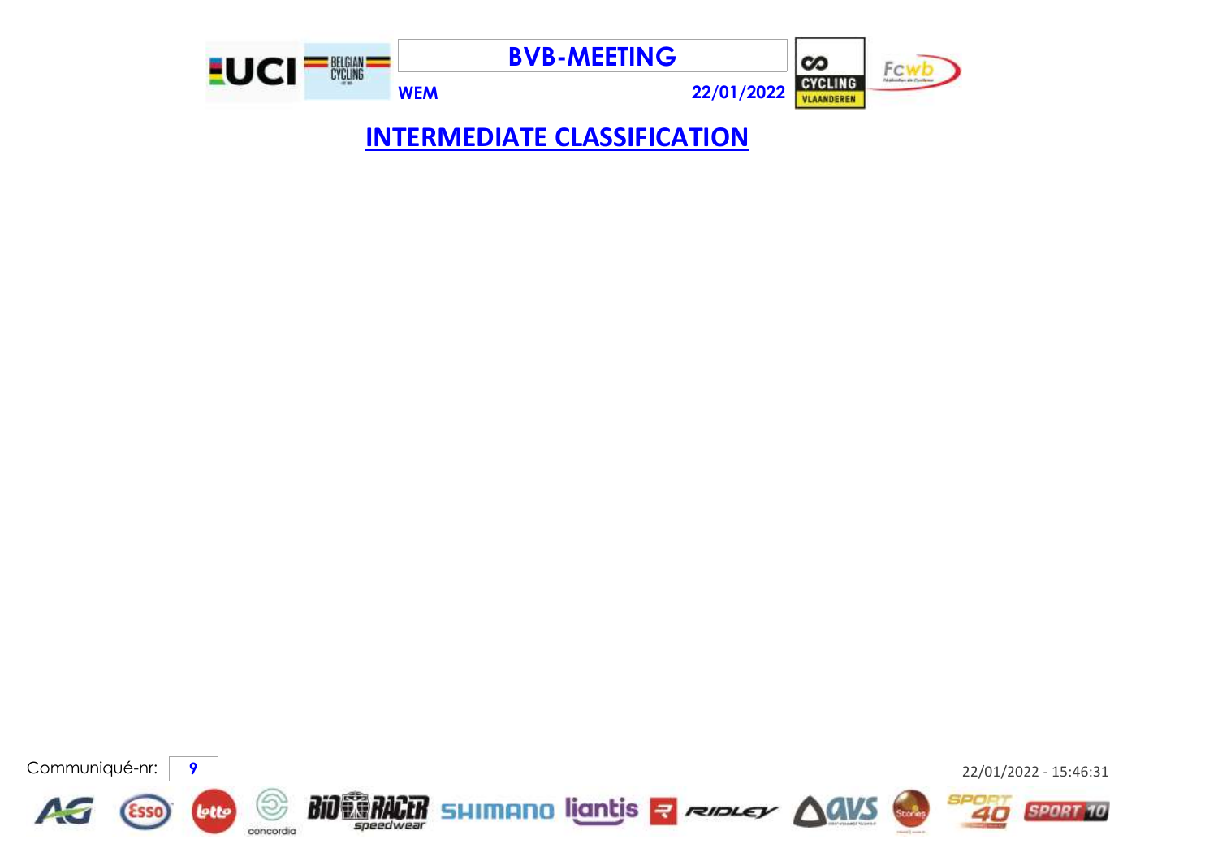# BVB-MEETING

**WEM** **22/01/2022**

## INTERMEDIATE CLASSIFICATION

Communiqué-nr: **9**

22/01/2022 - 15:46:31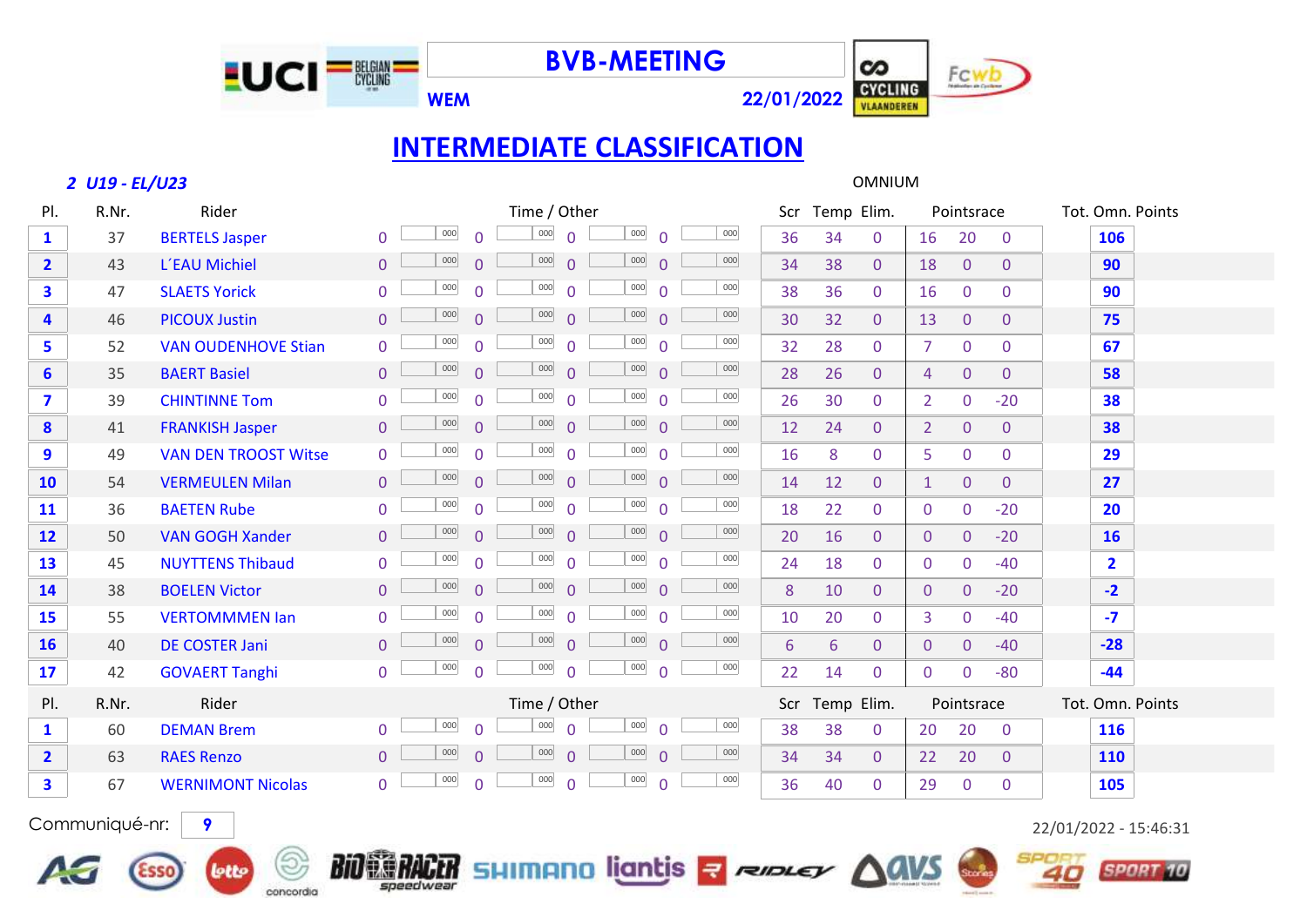# BVB-MEETING

WEM 22/01/2022

## INTERMEDIATE CLASSIFICATION

*2 U19 - EL/U23* OMNIUM

| Pl. | R.Nr. | Rider | Time / Other | | | | | | | | Scr | Temp | Elim. | Pointsrace | | | Tot. Omn. Points |
|---|---|---|---|---|---|---|---|---|---|---|---|---|---|---|---|---|---|
| 1 | 37 | BERTELS Jasper | 0 | 000 | 0 | 000 | 0 | 000 | 0 | 000 | 36 | 34 | 0 | 16 | 20 | 0 | 106 |
| 2 | 43 | L´EAU Michiel | 0 | 000 | 0 | 000 | 0 | 000 | 0 | 000 | 34 | 38 | 0 | 18 | 0 | 0 | 90 |
| 3 | 47 | SLAETS Yorick | 0 | 000 | 0 | 000 | 0 | 000 | 0 | 000 | 38 | 36 | 0 | 16 | 0 | 0 | 90 |
| 4 | 46 | PICOUX Justin | 0 | 000 | 0 | 000 | 0 | 000 | 0 | 000 | 30 | 32 | 0 | 13 | 0 | 0 | 75 |
| 5 | 52 | VAN OUDENHOVE Stian | 0 | 000 | 0 | 000 | 0 | 000 | 0 | 000 | 32 | 28 | 0 | 7 | 0 | 0 | 67 |
| 6 | 35 | BAERT Basiel | 0 | 000 | 0 | 000 | 0 | 000 | 0 | 000 | 28 | 26 | 0 | 4 | 0 | 0 | 58 |
| 7 | 39 | CHINTINNE Tom | 0 | 000 | 0 | 000 | 0 | 000 | 0 | 000 | 26 | 30 | 0 | 2 | 0 | -20 | 38 |
| 8 | 41 | FRANKISH Jasper | 0 | 000 | 0 | 000 | 0 | 000 | 0 | 000 | 12 | 24 | 0 | 2 | 0 | 0 | 38 |
| 9 | 49 | VAN DEN TROOST Witse | 0 | 000 | 0 | 000 | 0 | 000 | 0 | 000 | 16 | 8 | 0 | 5 | 0 | 0 | 29 |
| 10 | 54 | VERMEULEN Milan | 0 | 000 | 0 | 000 | 0 | 000 | 0 | 000 | 14 | 12 | 0 | 1 | 0 | 0 | 27 |
| 11 | 36 | BAETEN Rube | 0 | 000 | 0 | 000 | 0 | 000 | 0 | 000 | 18 | 22 | 0 | 0 | 0 | -20 | 20 |
| 12 | 50 | VAN GOGH Xander | 0 | 000 | 0 | 000 | 0 | 000 | 0 | 000 | 20 | 16 | 0 | 0 | 0 | -20 | 16 |
| 13 | 45 | NUYTTENS Thibaud | 0 | 000 | 0 | 000 | 0 | 000 | 0 | 000 | 24 | 18 | 0 | 0 | 0 | -40 | 2 |
| 14 | 38 | BOELEN Victor | 0 | 000 | 0 | 000 | 0 | 000 | 0 | 000 | 8 | 10 | 0 | 0 | 0 | -20 | -2 |
| 15 | 55 | VERTOMMMEN Ian | 0 | 000 | 0 | 000 | 0 | 000 | 0 | 000 | 10 | 20 | 0 | 3 | 0 | -40 | -7 |
| 16 | 40 | DE COSTER Jani | 0 | 000 | 0 | 000 | 0 | 000 | 0 | 000 | 6 | 6 | 0 | 0 | 0 | -40 | -28 |
| 17 | 42 | GOVAERT Tanghi | 0 | 000 | 0 | 000 | 0 | 000 | 0 | 000 | 22 | 14 | 0 | 0 | 0 | -80 | -44 |

| Pl. | R.Nr. | Rider | Time / Other | | | | | | | | Scr | Temp | Elim. | Pointsrace | | | Tot. Omn. Points |
|---|---|---|---|---|---|---|---|---|---|---|---|---|---|---|---|---|---|
| 1 | 60 | DEMAN Brem | 0 | 000 | 0 | 000 | 0 | 000 | 0 | 000 | 38 | 38 | 0 | 20 | 20 | 0 | 116 |
| 2 | 63 | RAES Renzo | 0 | 000 | 0 | 000 | 0 | 000 | 0 | 000 | 34 | 34 | 0 | 22 | 20 | 0 | 110 |
| 3 | 67 | WERNIMONT Nicolas | 0 | 000 | 0 | 000 | 0 | 000 | 0 | 000 | 36 | 40 | 0 | 29 | 0 | 0 | 105 |

Communiqué-nr: 9

22/01/2022 - 15:46:31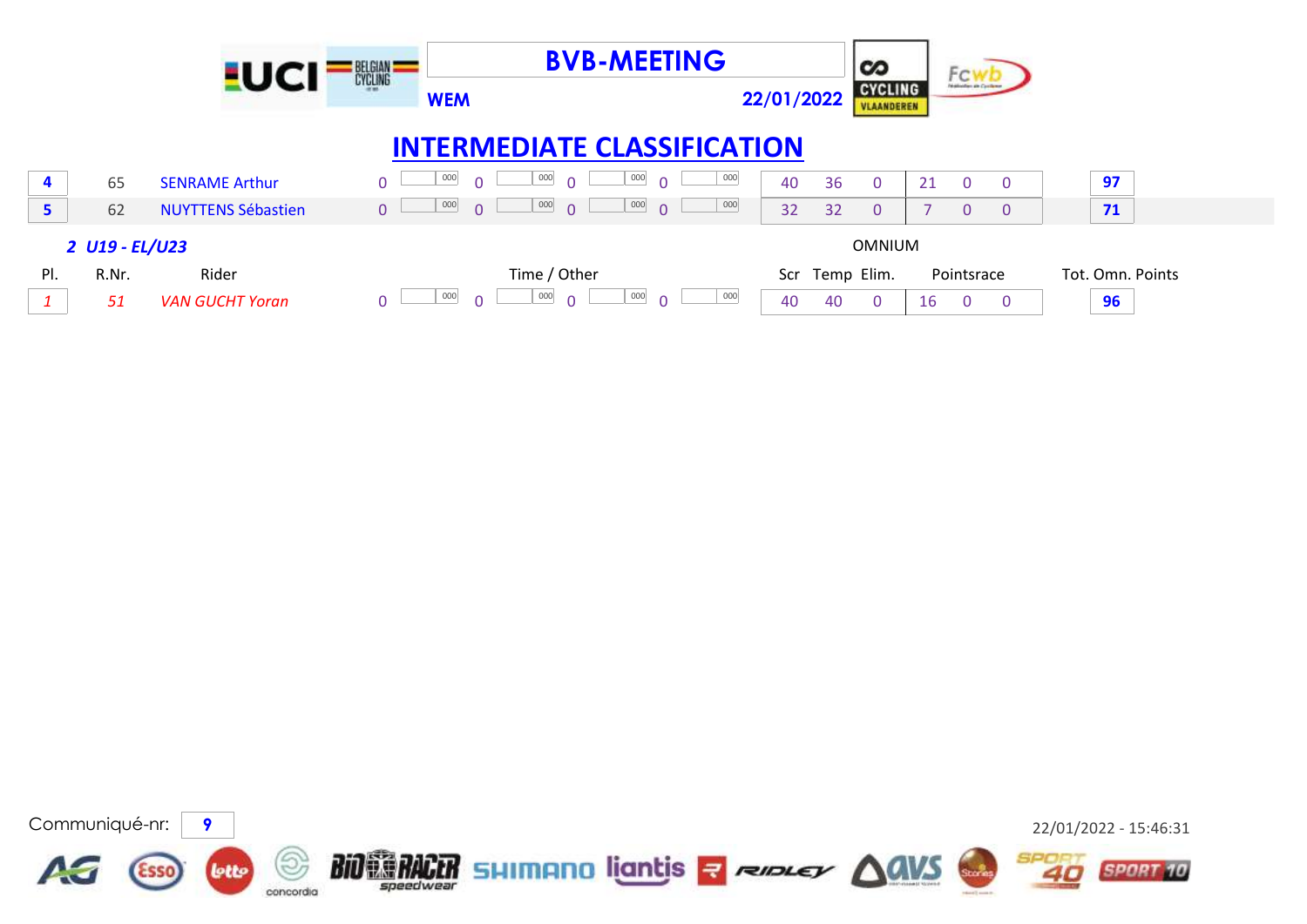# BVB-MEETING

WEM 22/01/2022

## INTERMEDIATE CLASSIFICATION

| Pl. | R.Nr. | Rider | Time / Other | | | | | | | | Scr | Temp | Elim. | Pointsrace | | | Tot. Omn. Points |
|---|---|---|---|---|---|---|---|---|---|---|---|---|---|---|---|---|---|
| 4 | 65 | SENRAME Arthur | 0 | 000 | 0 | 000 | 0 | 000 | 0 | 000 | 40 | 36 | 0 | 21 | 0 | 0 | 97 |
| 5 | 62 | NUYTTENS Sébastien | 0 | 000 | 0 | 000 | 0 | 000 | 0 | 000 | 32 | 32 | 0 | 7 | 0 | 0 | 71 |

### *2 U19 - EL/U23*

OMNIUM

| Pl. | R.Nr. | Rider | Time / Other | | | | | | | | Scr | Temp | Elim. | Pointsrace | | | Tot. Omn. Points |
|---|---|---|---|---|---|---|---|---|---|---|---|---|---|---|---|---|---|
| *1* | *51* | *VAN GUCHT Yoran* | 0 | 000 | 0 | 000 | 0 | 000 | 0 | 000 | 40 | 40 | 0 | 16 | 0 | 0 | 96 |

Communiqué-nr: 9

22/01/2022 - 15:46:31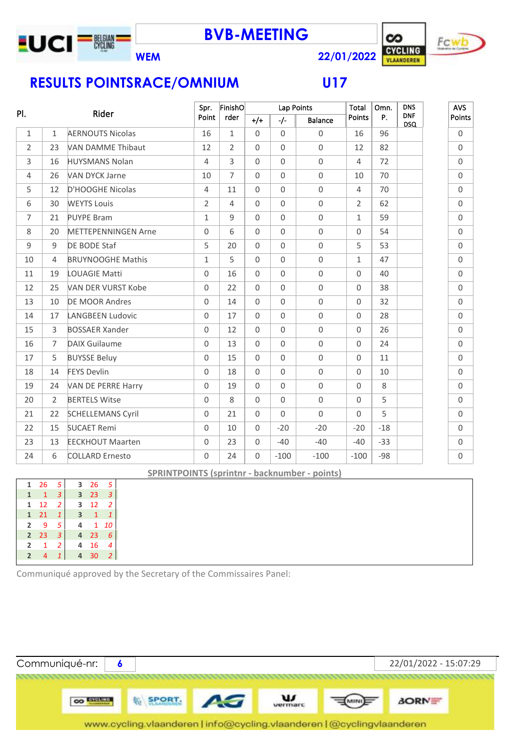# BVB-MEETING

**WEM** **22/01/2022**

## RESULTS POINTSRACE/OMNIUM U17

| Pl. | | Rider | Spr. Point | FinishOrder | Lap Points +/+ | Lap Points -/- | Lap Points Balance | Total Points | Omn. P. | DNS DNF DSQ | AVS Points |
|---|---|---|---|---|---|---|---|---|---|---|---|
| 1 | 1 | AERNOUTS Nicolas | 16 | 1 | 0 | 0 | 0 | 16 | 96 | | 0 |
| 2 | 23 | VAN DAMME Thibaut | 12 | 2 | 0 | 0 | 0 | 12 | 82 | | 0 |
| 3 | 16 | HUYSMANS Nolan | 4 | 3 | 0 | 0 | 0 | 4 | 72 | | 0 |
| 4 | 26 | VAN DYCK Jarne | 10 | 7 | 0 | 0 | 0 | 10 | 70 | | 0 |
| 5 | 12 | D'HOOGHE Nicolas | 4 | 11 | 0 | 0 | 0 | 4 | 70 | | 0 |
| 6 | 30 | WEYTS Louis | 2 | 4 | 0 | 0 | 0 | 2 | 62 | | 0 |
| 7 | 21 | PUYPE Bram | 1 | 9 | 0 | 0 | 0 | 1 | 59 | | 0 |
| 8 | 20 | METTEPENNINGEN Arne | 0 | 6 | 0 | 0 | 0 | 0 | 54 | | 0 |
| 9 | 9 | DE BODE Staf | 5 | 20 | 0 | 0 | 0 | 5 | 53 | | 0 |
| 10 | 4 | BRUYNOOGHE Mathis | 1 | 5 | 0 | 0 | 0 | 1 | 47 | | 0 |
| 11 | 19 | LOUAGIE Matti | 0 | 16 | 0 | 0 | 0 | 0 | 40 | | 0 |
| 12 | 25 | VAN DER VURST Kobe | 0 | 22 | 0 | 0 | 0 | 0 | 38 | | 0 |
| 13 | 10 | DE MOOR Andres | 0 | 14 | 0 | 0 | 0 | 0 | 32 | | 0 |
| 14 | 17 | LANGBEEN Ludovic | 0 | 17 | 0 | 0 | 0 | 0 | 28 | | 0 |
| 15 | 3 | BOSSAER Xander | 0 | 12 | 0 | 0 | 0 | 0 | 26 | | 0 |
| 16 | 7 | DAIX Guilaume | 0 | 13 | 0 | 0 | 0 | 0 | 24 | | 0 |
| 17 | 5 | BUYSSE Beluy | 0 | 15 | 0 | 0 | 0 | 0 | 11 | | 0 |
| 18 | 14 | FEYS Devlin | 0 | 18 | 0 | 0 | 0 | 0 | 10 | | 0 |
| 19 | 24 | VAN DE PERRE Harry | 0 | 19 | 0 | 0 | 0 | 0 | 8 | | 0 |
| 20 | 2 | BERTELS Witse | 0 | 8 | 0 | 0 | 0 | 0 | 5 | | 0 |
| 21 | 22 | SCHELLEMANS Cyril | 0 | 21 | 0 | 0 | 0 | 0 | 5 | | 0 |
| 22 | 15 | SUCAET Remi | 0 | 10 | 0 | -20 | -20 | -20 | -18 | | 0 |
| 23 | 13 | EECKHOUT Maarten | 0 | 23 | 0 | -40 | -40 | -40 | -33 | | 0 |
| 24 | 6 | COLLARD Ernesto | 0 | 24 | 0 | -100 | -100 | -100 | -98 | | 0 |

**SPRINTPOINTS (sprintnr - backnumber - points)**

| Sprint | Nr | Points | Sprint | Nr | Points |
|---|---|---|---|---|---|
| 1 | 26 | 5 | 3 | 26 | 5 |
| 1 | 1 | 3 | 3 | 23 | 3 |
| 1 | 12 | 2 | 3 | 12 | 2 |
| 1 | 21 | 1 | 3 | 1 | 1 |
| 2 | 9 | 5 | 4 | 1 | 10 |
| 2 | 23 | 3 | 4 | 23 | 6 |
| 2 | 1 | 2 | 4 | 16 | 4 |
| 2 | 4 | 1 | 4 | 30 | 2 |

Communiqué approved by the Secretary of the Commissaires Panel:

Communiqué-nr: 6 — 22/01/2022 - 15:07:29

www.cycling.vlaanderen | info@cycling.vlaanderen | @cyclingvlaanderen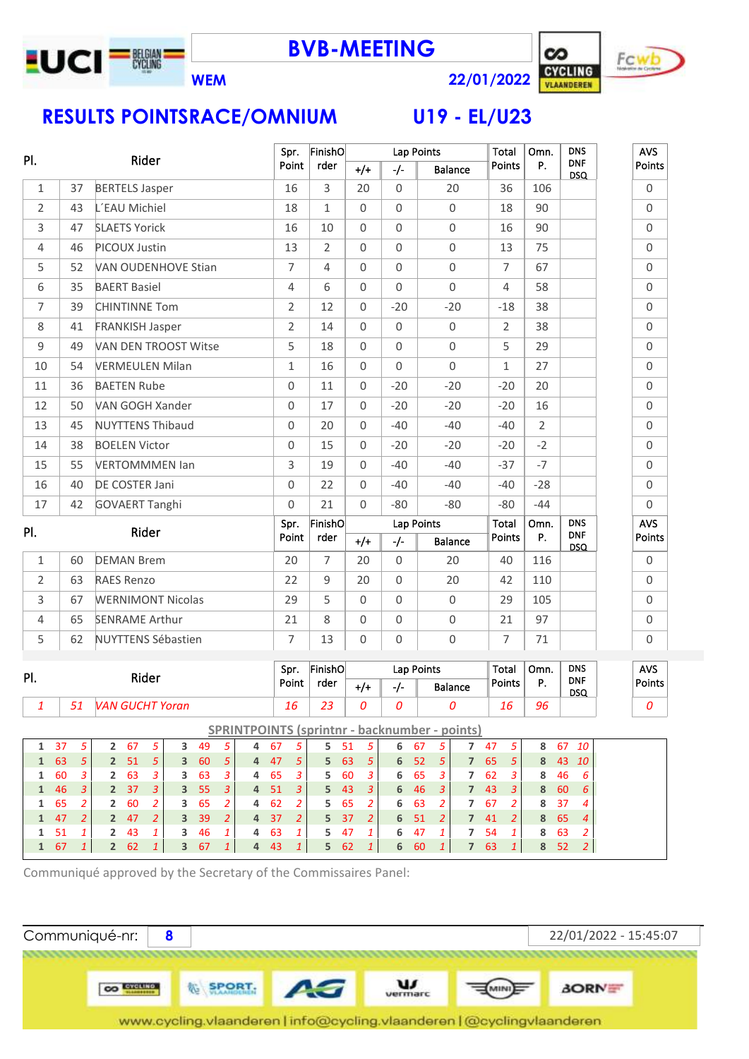# BVB-MEETING

WEM 22/01/2022

## RESULTS POINTSRACE/OMNIUM U19 - EL/U23

| Pl. | | Rider | Spr. Point | FinishOrder | Lap Points +/+ | Lap Points -/- | Lap Points Balance | Total Points | Omn. P. | DNS DNF DSQ | AVS Points |
|---|---|---|---|---|---|---|---|---|---|---|---|
| 1 | 37 | BERTELS Jasper | 16 | 3 | 20 | 0 | 20 | 36 | 106 | | 0 |
| 2 | 43 | L´EAU Michiel | 18 | 1 | 0 | 0 | 0 | 18 | 90 | | 0 |
| 3 | 47 | SLAETS Yorick | 16 | 10 | 0 | 0 | 0 | 16 | 90 | | 0 |
| 4 | 46 | PICOUX Justin | 13 | 2 | 0 | 0 | 0 | 13 | 75 | | 0 |
| 5 | 52 | VAN OUDENHOVE Stian | 7 | 4 | 0 | 0 | 0 | 7 | 67 | | 0 |
| 6 | 35 | BAERT Basiel | 4 | 6 | 0 | 0 | 0 | 4 | 58 | | 0 |
| 7 | 39 | CHINTINNE Tom | 2 | 12 | 0 | -20 | -20 | -18 | 38 | | 0 |
| 8 | 41 | FRANKISH Jasper | 2 | 14 | 0 | 0 | 0 | 2 | 38 | | 0 |
| 9 | 49 | VAN DEN TROOST Witse | 5 | 18 | 0 | 0 | 0 | 5 | 29 | | 0 |
| 10 | 54 | VERMEULEN Milan | 1 | 16 | 0 | 0 | 0 | 1 | 27 | | 0 |
| 11 | 36 | BAETEN Rube | 0 | 11 | 0 | -20 | -20 | -20 | 20 | | 0 |
| 12 | 50 | VAN GOGH Xander | 0 | 17 | 0 | -20 | -20 | -20 | 16 | | 0 |
| 13 | 45 | NUYTTENS Thibaud | 0 | 20 | 0 | -40 | -40 | -40 | 2 | | 0 |
| 14 | 38 | BOELEN Victor | 0 | 15 | 0 | -20 | -20 | -20 | -2 | | 0 |
| 15 | 55 | VERTOMMMEN Ian | 3 | 19 | 0 | -40 | -40 | -37 | -7 | | 0 |
| 16 | 40 | DE COSTER Jani | 0 | 22 | 0 | -40 | -40 | -40 | -28 | | 0 |
| 17 | 42 | GOVAERT Tanghi | 0 | 21 | 0 | -80 | -80 | -80 | -44 | | 0 |

| Pl. | | Rider | Spr. Point | FinishOrder | Lap Points +/+ | Lap Points -/- | Lap Points Balance | Total Points | Omn. P. | DNS DNF DSQ | AVS Points |
|---|---|---|---|---|---|---|---|---|---|---|---|
| 1 | 60 | DEMAN Brem | 20 | 7 | 20 | 0 | 20 | 40 | 116 | | 0 |
| 2 | 63 | RAES Renzo | 22 | 9 | 20 | 0 | 20 | 42 | 110 | | 0 |
| 3 | 67 | WERNIMONT Nicolas | 29 | 5 | 0 | 0 | 0 | 29 | 105 | | 0 |
| 4 | 65 | SENRAME Arthur | 21 | 8 | 0 | 0 | 0 | 21 | 97 | | 0 |
| 5 | 62 | NUYTTENS Sébastien | 7 | 13 | 0 | 0 | 0 | 7 | 71 | | 0 |

| Pl. | | Rider | Spr. Point | FinishOrder | Lap Points +/+ | Lap Points -/- | Lap Points Balance | Total Points | Omn. P. | DNS DNF DSQ | AVS Points |
|---|---|---|---|---|---|---|---|---|---|---|---|
| *1* | *51* | *VAN GUCHT Yoran* | *16* | *23* | *0* | *0* | *0* | *16* | *96* | | *0* |

**SPRINTPOINTS (sprintnr - backnumber - points)**

| | | | | | | | | | | | | | | | | | | | | | | | |
|---|---|---|---|---|---|---|---|---|---|---|---|---|---|---|---|---|---|---|---|---|---|---|---|
| 1 | 37 | 5 | 2 | 67 | 5 | 3 | 49 | 5 | 4 | 67 | 5 | 5 | 51 | 5 | 6 | 67 | 5 | 7 | 47 | 5 | 8 | 67 | 10 |
| 1 | 63 | 5 | 2 | 51 | 5 | 3 | 60 | 5 | 4 | 47 | 5 | 5 | 63 | 5 | 6 | 52 | 5 | 7 | 65 | 5 | 8 | 43 | 10 |
| 1 | 60 | 3 | 2 | 63 | 3 | 3 | 63 | 3 | 4 | 65 | 3 | 5 | 60 | 3 | 6 | 65 | 3 | 7 | 62 | 3 | 8 | 46 | 6 |
| 1 | 46 | 3 | 2 | 37 | 3 | 3 | 55 | 3 | 4 | 51 | 3 | 5 | 43 | 3 | 6 | 46 | 3 | 7 | 43 | 3 | 8 | 60 | 6 |
| 1 | 65 | 2 | 2 | 60 | 2 | 3 | 65 | 2 | 4 | 62 | 2 | 5 | 65 | 2 | 6 | 63 | 2 | 7 | 67 | 2 | 8 | 37 | 4 |
| 1 | 47 | 2 | 2 | 47 | 2 | 3 | 39 | 2 | 4 | 37 | 2 | 5 | 37 | 2 | 6 | 51 | 2 | 7 | 41 | 2 | 8 | 65 | 4 |
| 1 | 51 | 1 | 2 | 43 | 1 | 3 | 46 | 1 | 4 | 63 | 1 | 5 | 47 | 1 | 6 | 47 | 1 | 7 | 54 | 1 | 8 | 63 | 2 |
| 1 | 67 | 1 | 2 | 62 | 1 | 3 | 67 | 1 | 4 | 43 | 1 | 5 | 62 | 1 | 6 | 60 | 1 | 7 | 63 | 1 | 8 | 52 | 2 |

Communiqué approved by the Secretary of the Commissaires Panel:

Communiqué-nr: **8** 22/01/2022 - 15:45:07

www.cycling.vlaanderen | info@cycling.vlaanderen | @cyclingvlaanderen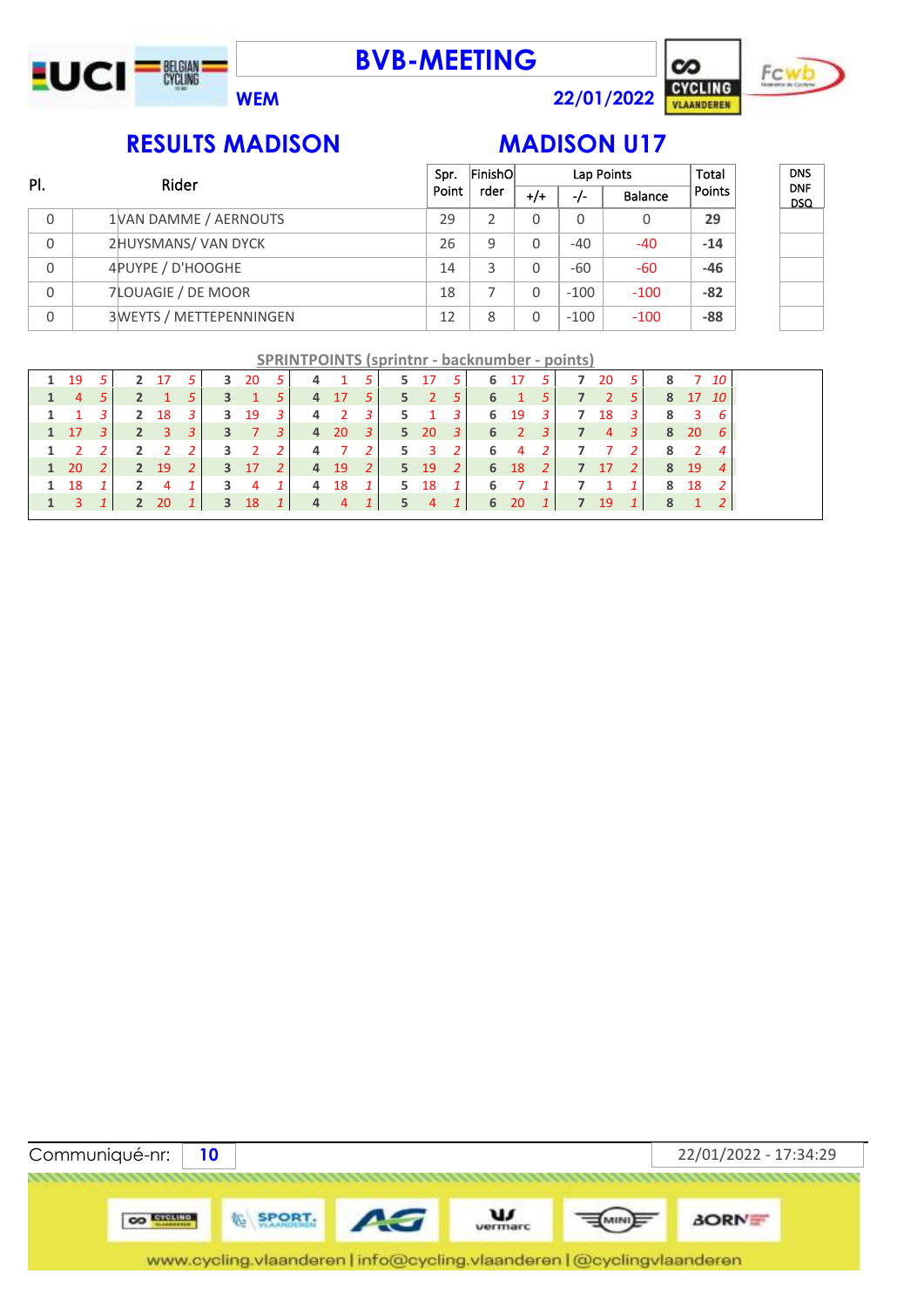# BVB-MEETING

WEM 22/01/2022

## RESULTS MADISON

## MADISON U17

| Pl. | | Rider | Spr. Point | FinishOrder | Lap Points +/+ | -/- | Balance | Total Points | DNS DNF DSQ |
|---|---|---|---|---|---|---|---|---|---|
| 0 | 1 | VAN DAMME / AERNOUTS | 29 | 2 | 0 | 0 | 0 | 29 | |
| 0 | 2 | HUYSMANS/ VAN DYCK | 26 | 9 | 0 | -40 | -40 | -14 | |
| 0 | 4 | PUYPE / D'HOOGHE | 14 | 3 | 0 | -60 | -60 | -46 | |
| 0 | 7 | LOUAGIE / DE MOOR | 18 | 7 | 0 | -100 | -100 | -82 | |
| 0 | 3 | WEYTS / METTEPENNINGEN | 12 | 8 | 0 | -100 | -100 | -88 | |

SPRINTPOINTS (sprintnr - backnumber - points)

| | | | | | | | | | | | | | | | | | | | | | | | |
|---|---|---|---|---|---|---|---|---|---|---|---|---|---|---|---|---|---|---|---|---|---|---|---|
| 1 | 19 | 5 | 2 | 17 | 5 | 3 | 20 | 5 | 4 | 1 | 5 | 5 | 17 | 5 | 6 | 17 | 5 | 7 | 20 | 5 | 8 | 7 | 10 |
| 1 | 4 | 5 | 2 | 1 | 5 | 3 | 1 | 5 | 4 | 17 | 5 | 5 | 2 | 5 | 6 | 1 | 5 | 7 | 2 | 5 | 8 | 17 | 10 |
| 1 | 1 | 3 | 2 | 18 | 3 | 3 | 19 | 3 | 4 | 2 | 3 | 5 | 1 | 3 | 6 | 19 | 3 | 7 | 18 | 3 | 8 | 3 | 6 |
| 1 | 17 | 3 | 2 | 3 | 3 | 3 | 7 | 3 | 4 | 20 | 3 | 5 | 20 | 3 | 6 | 2 | 3 | 7 | 4 | 3 | 8 | 20 | 6 |
| 1 | 2 | 2 | 2 | 2 | 2 | 3 | 2 | 2 | 4 | 7 | 2 | 5 | 3 | 2 | 6 | 4 | 2 | 7 | 7 | 2 | 8 | 2 | 4 |
| 1 | 20 | 2 | 2 | 19 | 2 | 3 | 17 | 2 | 4 | 19 | 2 | 5 | 19 | 2 | 6 | 18 | 2 | 7 | 17 | 2 | 8 | 19 | 4 |
| 1 | 18 | 1 | 2 | 4 | 1 | 3 | 4 | 1 | 4 | 18 | 1 | 5 | 18 | 1 | 6 | 7 | 1 | 7 | 1 | 1 | 8 | 18 | 2 |
| 1 | 3 | 1 | 2 | 20 | 1 | 3 | 18 | 1 | 4 | 4 | 1 | 5 | 4 | 1 | 6 | 20 | 1 | 7 | 19 | 1 | 8 | 1 | 2 |

Communiqué-nr: 10 22/01/2022 - 17:34:29

www.cycling.vlaanderen | info@cycling.vlaanderen | @cyclingvlaanderen